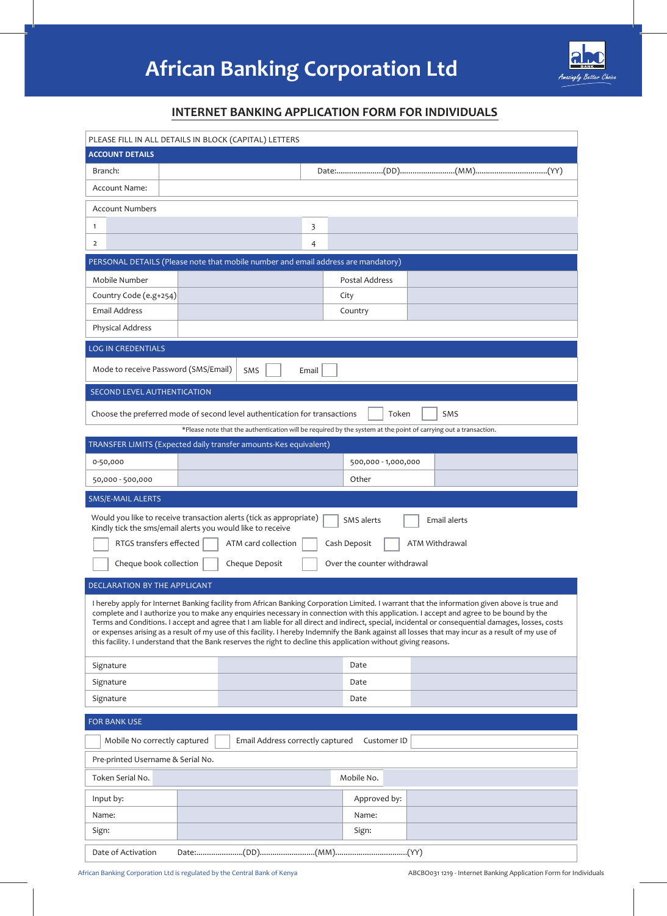# African Banking Corporation Ltd

## INTERNET BANKING APPLICATION FORM FOR INDIVIDUALS

PLEASE FILL IN ALL DETAILS IN BLOCK (CAPITAL) LETTERS

**ACCOUNT DETAILS**

| | | |
|---|---|---|
| Branch: | | Date:......................(DD)..........................(MM)..................................(YY) |
| Account Name: | | |

Account Numbers

| | | | |
|---|---|---|---|
| 1 | | 3 | |
| 2 | | 4 | |

PERSONAL DETAILS (Please note that mobile number and email address are mandatory)

| | | | |
|---|---|---|---|
| Mobile Number | | Postal Address | |
| Country Code (e.g+254) | | City | |
| Email Address | | Country | |
| Physical Address | | | |

LOG IN CREDENTIALS

Mode to receive Password (SMS/Email) ☐ SMS ☐ Email

SECOND LEVEL AUTHENTICATION

Choose the preferred mode of second level authentication for transactions ☐ Token ☐ SMS

*Please note that the authentication will be required by the system at the point of carrying out a transaction.

TRANSFER LIMITS (Expected daily transfer amounts-Kes equivalent)

| | | | |
|---|---|---|---|
| 0-50,000 | | 500,000 - 1,000,000 | |
| 50,000 - 500,000 | | Other | |

SMS/E-MAIL ALERTS

Would you like to receive transaction alerts (tick as appropriate) ☐ SMS alerts ☐ Email alerts

Kindly tick the sms/email alerts you would like to receive

☐ RTGS transfers effected ☐ ATM card collection ☐ Cash Deposit ☐ ATM Withdrawal

☐ Cheque book collection ☐ Cheque Deposit ☐ Over the counter withdrawal

DECLARATION BY THE APPLICANT

I hereby apply for Internet Banking facility from African Banking Corporation Limited. I warrant that the information given above is true and complete and I authorize you to make any enquiries necessary in connection with this application. I accept and agree to be bound by the Terms and Conditions. I accept and agree that I am liable for all direct and indirect, special, incidental or consequential damages, losses, costs or expenses arising as a result of my use of this facility. I hereby Indemnify the Bank against all losses that may incur as a result of my use of this facility. I understand that the Bank reserves the right to decline this application without giving reasons.

| | | | |
|---|---|---|---|
| Signature | | Date | |
| Signature | | Date | |
| Signature | | Date | |

FOR BANK USE

☐ Mobile No correctly captured ☐ Email Address correctly captured Customer ID

Pre-printed Username & Serial No.

| | | | |
|---|---|---|---|
| Token Serial No. | | Mobile No. | |

| | | | |
|---|---|---|---|
| Input by: | | Approved by: | |
| Name: | | Name: | |
| Sign: | | Sign: | |

Date of Activation Date:......................(DD)..........................(MM)..................................(YY)

African Banking Corporation Ltd is regulated by the Central Bank of Kenya

ABCBO031 1219 - Internet Banking Application Form for Individuals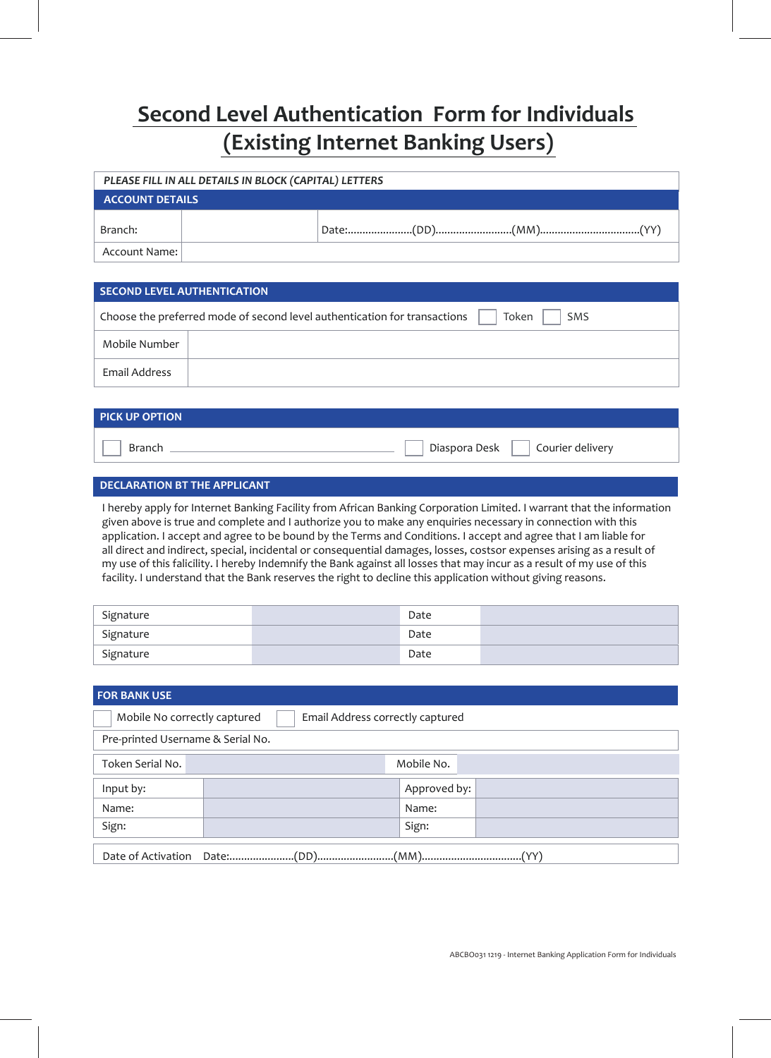# Second Level Authentication Form for Individuals (Existing Internet Banking Users)

*PLEASE FILL IN ALL DETAILS IN BLOCK (CAPITAL) LETTERS*

**ACCOUNT DETAILS**

| Branch: | | Date:......................(DD)..........................(MM)..................................(YY) |
|---|---|---|
| Account Name: | | |

**SECOND LEVEL AUTHENTICATION**

Choose the preferred mode of second level authentication for transactions ☐ Token ☐ SMS

| Mobile Number | |
|---|---|
| Email Address | |

**PICK UP OPTION**

☐ Branch ____________________ ☐ Diaspora Desk ☐ Courier delivery

**DECLARATION BT THE APPLICANT**

I hereby apply for Internet Banking Facility from African Banking Corporation Limited. I warrant that the information given above is true and complete and I authorize you to make any enquiries necessary in connection with this application. I accept and agree to be bound by the Terms and Conditions. I accept and agree that I am liable for all direct and indirect, special, incidental or consequential damages, losses, costsor expenses arising as a result of my use of this falicility. I hereby Indemnify the Bank against all losses that may incur as a result of my use of this facility. I understand that the Bank reserves the right to decline this application without giving reasons.

| Signature | | Date | |
|---|---|---|---|
| Signature | | Date | |
| Signature | | Date | |

**FOR BANK USE**

☐ Mobile No correctly captured ☐ Email Address correctly captured

Pre-printed Username & Serial No.

| Token Serial No. | | Mobile No. | |
|---|---|---|---|

| Input by: | | Approved by: | |
|---|---|---|---|
| Name: | | Name: | |
| Sign: | | Sign: | |

Date of Activation Date:......................(DD)..........................(MM)..................................(YY)

ABCBO031 1219 - Internet Banking Application Form for Individuals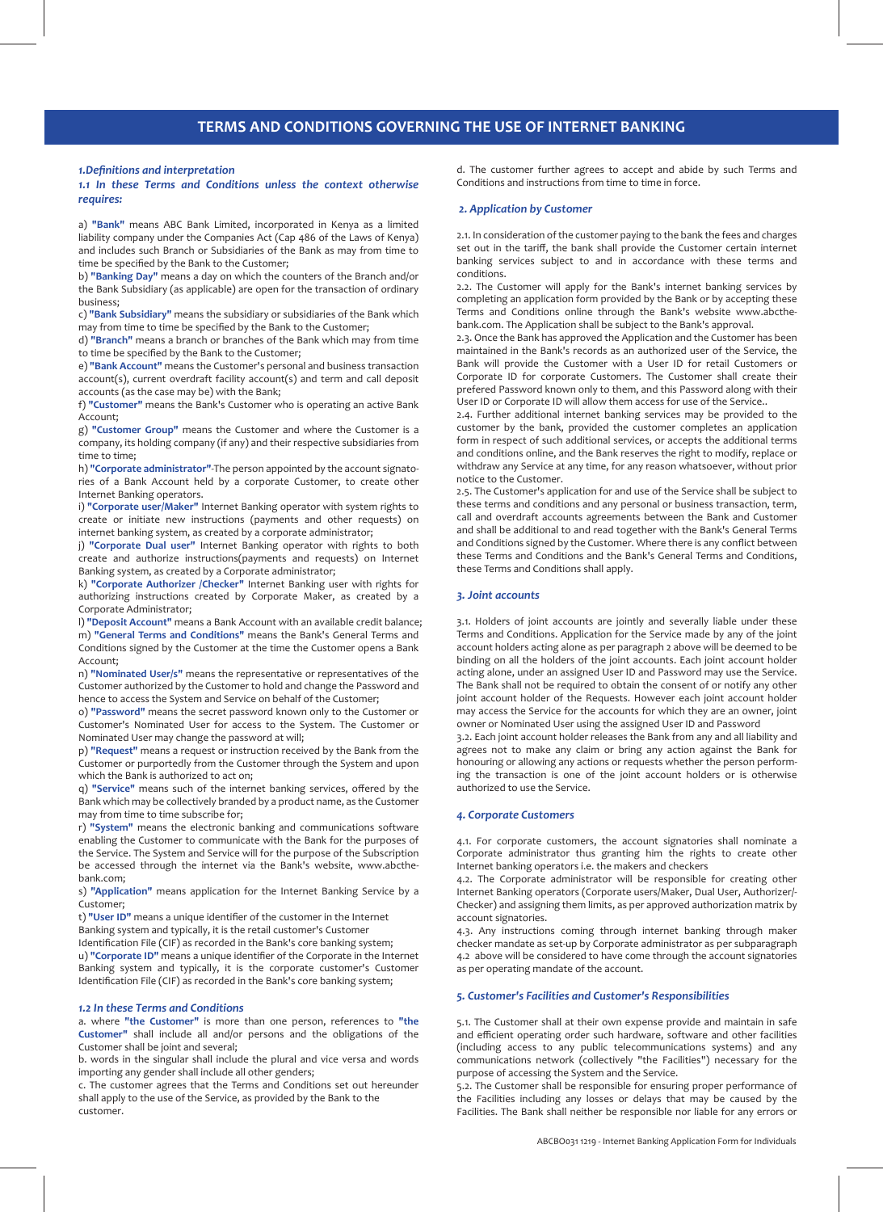# TERMS AND CONDITIONS GOVERNING THE USE OF INTERNET BANKING

### *1.Definitions and interpretation*

***1.1 In these Terms and Conditions unless the context otherwise requires:***

a) **"Bank"** means ABC Bank Limited, incorporated in Kenya as a limited liability company under the Companies Act (Cap 486 of the Laws of Kenya) and includes such Branch or Subsidiaries of the Bank as may from time to time be specified by the Bank to the Customer;

b) **"Banking Day"** means a day on which the counters of the Branch and/or the Bank Subsidiary (as applicable) are open for the transaction of ordinary business;

c) **"Bank Subsidiary"** means the subsidiary or subsidiaries of the Bank which may from time to time be specified by the Bank to the Customer;

d) **"Branch"** means a branch or branches of the Bank which may from time to time be specified by the Bank to the Customer;

e) **"Bank Account"** means the Customer's personal and business transaction account(s), current overdraft facility account(s) and term and call deposit accounts (as the case may be) with the Bank;

f) **"Customer"** means the Bank's Customer who is operating an active Bank Account;

g) **"Customer Group"** means the Customer and where the Customer is a company, its holding company (if any) and their respective subsidiaries from time to time;

h) **"Corporate administrator"**-The person appointed by the account signatories of a Bank Account held by a corporate Customer, to create other Internet Banking operators.

i) **"Corporate user/Maker"** Internet Banking operator with system rights to create or initiate new instructions (payments and other requests) on internet banking system, as created by a corporate administrator;

j) **"Corporate Dual user"** Internet Banking operator with rights to both create and authorize instructions(payments and requests) on Internet Banking system, as created by a Corporate administrator;

k) **"Corporate Authorizer /Checker"** Internet Banking user with rights for authorizing instructions created by Corporate Maker, as created by a Corporate Administrator;

l) **"Deposit Account"** means a Bank Account with an available credit balance;

m) **"General Terms and Conditions"** means the Bank's General Terms and Conditions signed by the Customer at the time the Customer opens a Bank Account;

n) **"Nominated User/s"** means the representative or representatives of the Customer authorized by the Customer to hold and change the Password and hence to access the System and Service on behalf of the Customer;

o) **"Password"** means the secret password known only to the Customer or Customer's Nominated User for access to the System. The Customer or Nominated User may change the password at will;

p) **"Request"** means a request or instruction received by the Bank from the Customer or purportedly from the Customer through the System and upon which the Bank is authorized to act on;

q) **"Service"** means such of the internet banking services, offered by the Bank which may be collectively branded by a product name, as the Customer may from time to time subscribe for;

r) **"System"** means the electronic banking and communications software enabling the Customer to communicate with the Bank for the purposes of the Service. The System and Service will for the purpose of the Subscription be accessed through the internet via the Bank's website, www.abcthebank.com;

s) **"Application"** means application for the Internet Banking Service by a Customer;

t) **"User ID"** means a unique identifier of the customer in the Internet Banking system and typically, it is the retail customer's Customer Identification File (CIF) as recorded in the Bank's core banking system;

u) **"Corporate ID"** means a unique identifier of the Corporate in the Internet Banking system and typically, it is the corporate customer's Customer Identification File (CIF) as recorded in the Bank's core banking system;

***1.2 In these Terms and Conditions***

a. where **"the Customer"** is more than one person, references to **"the Customer"** shall include all and/or persons and the obligations of the Customer shall be joint and several;

b. words in the singular shall include the plural and vice versa and words importing any gender shall include all other genders;

c. The customer agrees that the Terms and Conditions set out hereunder shall apply to the use of the Service, as provided by the Bank to the customer.

d. The customer further agrees to accept and abide by such Terms and Conditions and instructions from time to time in force.

### *2. Application by Customer*

2.1. In consideration of the customer paying to the bank the fees and charges set out in the tariff, the bank shall provide the Customer certain internet banking services subject to and in accordance with these terms and conditions.

2.2. The Customer will apply for the Bank's internet banking services by completing an application form provided by the Bank or by accepting these Terms and Conditions online through the Bank's website www.abcthebank.com. The Application shall be subject to the Bank's approval.

2.3. Once the Bank has approved the Application and the Customer has been maintained in the Bank's records as an authorized user of the Service, the Bank will provide the Customer with a User ID for retail Customers or Corporate ID for corporate Customers. The Customer shall create their prefered Password known only to them, and this Password along with their User ID or Corporate ID will allow them access for use of the Service..

2.4. Further additional internet banking services may be provided to the customer by the bank, provided the customer completes an application form in respect of such additional services, or accepts the additional terms and conditions online, and the Bank reserves the right to modify, replace or withdraw any Service at any time, for any reason whatsoever, without prior notice to the Customer.

2.5. The Customer's application for and use of the Service shall be subject to these terms and conditions and any personal or business transaction, term, call and overdraft accounts agreements between the Bank and Customer and shall be additional to and read together with the Bank's General Terms and Conditions signed by the Customer. Where there is any conflict between these Terms and Conditions and the Bank's General Terms and Conditions, these Terms and Conditions shall apply.

### *3. Joint accounts*

3.1. Holders of joint accounts are jointly and severally liable under these Terms and Conditions. Application for the Service made by any of the joint account holders acting alone as per paragraph 2 above will be deemed to be binding on all the holders of the joint accounts. Each joint account holder acting alone, under an assigned User ID and Password may use the Service. The Bank shall not be required to obtain the consent of or notify any other joint account holder of the Requests. However each joint account holder may access the Service for the accounts for which they are an owner, joint owner or Nominated User using the assigned User ID and Password

3.2. Each joint account holder releases the Bank from any and all liability and agrees not to make any claim or bring any action against the Bank for honouring or allowing any actions or requests whether the person performing the transaction is one of the joint account holders or is otherwise authorized to use the Service.

### *4. Corporate Customers*

4.1. For corporate customers, the account signatories shall nominate a Corporate administrator thus granting him the rights to create other Internet banking operators i.e. the makers and checkers

4.2. The Corporate administrator will be responsible for creating other Internet Banking operators (Corporate users/Maker, Dual User, Authorizer/-Checker) and assigning them limits, as per approved authorization matrix by account signatories.

4.3. Any instructions coming through internet banking through maker checker mandate as set-up by Corporate administrator as per subparagraph 4.2 above will be considered to have come through the account signatories as per operating mandate of the account.

### *5. Customer's Facilities and Customer's Responsibilities*

5.1. The Customer shall at their own expense provide and maintain in safe and efficient operating order such hardware, software and other facilities (including access to any public telecommunications systems) and any communications network (collectively "the Facilities") necessary for the purpose of accessing the System and the Service.

5.2. The Customer shall be responsible for ensuring proper performance of the Facilities including any losses or delays that may be caused by the Facilities. The Bank shall neither be responsible nor liable for any errors or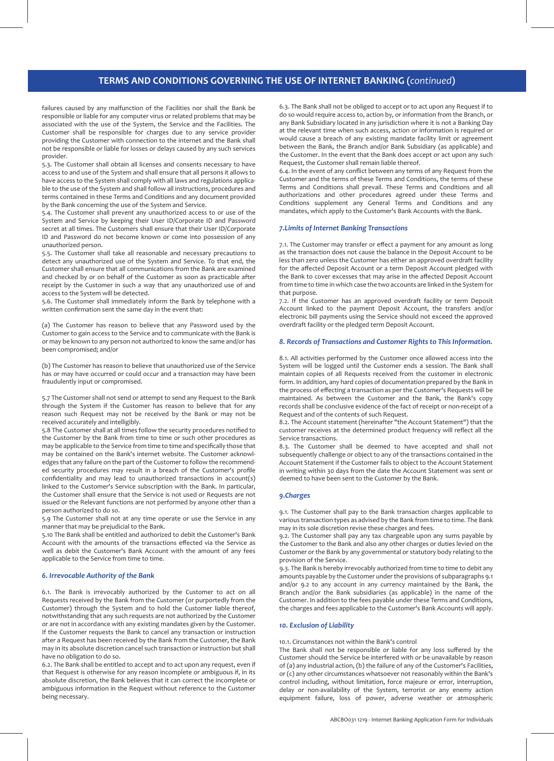failures caused by any malfunction of the Facilities nor shall the Bank be responsible or liable for any computer virus or related problems that may be associated with the use of the System, the Service and the Facilities. The Customer shall be responsible for charges due to any service provider providing the Customer with connection to the internet and the Bank shall not be responsible or liable for losses or delays caused by any such services provider.

5.3. The Customer shall obtain all licenses and consents necessary to have access to and use of the System and shall ensure that all persons it allows to have access to the System shall comply with all laws and regulations applicable to the use of the System and shall follow all instructions, procedures and terms contained in these Terms and Conditions and any document provided by the Bank concerning the use of the System and Service.

5.4. The Customer shall prevent any unauthorized access to or use of the System and Service by keeping their User ID/Corporate ID and Password secret at all times. The Customers shall ensure that their User ID/Corporate ID and Password do not become known or come into possession of any unauthorized person.

5.5. The Customer shall take all reasonable and necessary precautions to detect any unauthorized use of the System and Service. To that end, the Customer shall ensure that all communications from the Bank are examined and checked by or on behalf of the Customer as soon as practicable after receipt by the Customer in such a way that any unauthorized use of and access to the System will be detected.

5.6. The Customer shall immediately inform the Bank by telephone with a written confirmation sent the same day in the event that:

(a) The Customer has reason to believe that any Password used by the Customer to gain access to the Service and to communicate with the Bank is or may be known to any person not authorized to know the same and/or has been compromised; and/or

(b) The Customer has reason to believe that unauthorized use of the Service has or may have occurred or could occur and a transaction may have been fraudulently input or compromised.

5.7 The Customer shall not send or attempt to send any Request to the Bank through the System if the Customer has reason to believe that for any reason such Request may not be received by the Bank or may not be received accurately and intelligibly.

5.8 The Customer shall at all times follow the security procedures notified to the Customer by the Bank from time to time or such other procedures as may be applicable to the Service from time to time and specifically those that may be contained on the Bank's internet website. The Customer acknowledges that any failure on the part of the Customer to follow the recommended security procedures may result in a breach of the Customer's profile confidentiality and may lead to unauthorized transactions in account(s) linked to the Customer's Service subscription with the Bank. In particular, the Customer shall ensure that the Service is not used or Requests are not issued or the Relevant functions are not performed by anyone other than a person authorized to do so.

5.9 The Customer shall not at any time operate or use the Service in any manner that may be prejudicial to the Bank.

5.10 The Bank shall be entitled and authorized to debit the Customer's Bank Account with the amounts of the transactions effected via the Service as well as debit the Customer's Bank Account with the amount of any fees applicable to the Service from time to time.

### *6. Irrevocable Authority of the Bank*

6.1. The Bank is irrevocably authorized by the Customer to act on all Requests received by the Bank from the Customer (or purportedly from the Customer) through the System and to hold the Customer liable thereof, notwithstanding that any such requests are not authorized by the Customer or are not in accordance with any existing mandates given by the Customer. If the Customer requests the Bank to cancel any transaction or instruction after a Request has been received by the Bank from the Customer, the Bank may in its absolute discretion cancel such transaction or instruction but shall have no obligation to do so.

6.2. The Bank shall be entitled to accept and to act upon any request, even if that Request is otherwise for any reason incomplete or ambiguous if, in its absolute discretion, the Bank believes that it can correct the incomplete or ambiguous information in the Request without reference to the Customer being necessary.

6.3. The Bank shall not be obliged to accept or to act upon any Request if to do so would require access to, action by, or information from the Branch, or any Bank Subsidiary located in any jurisdiction where it is not a Banking Day at the relevant time when such access, action or information is required or would cause a breach of any existing mandate facility limit or agreement between the Bank, the Branch and/or Bank Subsidiary (as applicable) and the Customer. In the event that the Bank does accept or act upon any such Request, the Customer shall remain liable thereof.

6.4. In the event of any conflict between any terms of any Request from the Customer and the terms of these Terms and Conditions, the terms of these Terms and Conditions shall prevail. These Terms and Conditions and all authorizations and other procedures agreed under these Terms and Conditions supplement any General Terms and Conditions and any mandates, which apply to the Customer's Bank Accounts with the Bank.

### *7.Limits of Internet Banking Transactions*

7.1. The Customer may transfer or effect a payment for any amount as long as the transaction does not cause the balance in the Deposit Account to be less than zero unless the Customer has either an approved overdraft facility for the affected Deposit Account or a term Deposit Account pledged with the Bank to cover excesses that may arise in the affected Deposit Account from time to time in which case the two accounts are linked in the System for that purpose.

7.2. If the Customer has an approved overdraft facility or term Deposit Account linked to the payment Deposit Account, the transfers and/or electronic bill payments using the Service should not exceed the approved overdraft facility or the pledged term Deposit Account.

### *8. Records of Transactions and Customer Rights to This Information.*

8.1. All activities performed by the Customer once allowed access into the System will be logged until the Customer ends a session. The Bank shall maintain copies of all Requests received from the customer in electronic form. In addition, any hard copies of documentation prepared by the Bank in the process of effecting a transaction as per the Customer's Requests will be maintained. As between the Customer and the Bank, the Bank's copy records shall be conclusive evidence of the fact of receipt or non-receipt of a Request and of the contents of such Request.

8.2. The Account statement (hereinafter "the Account Statement") that the customer receives at the determined product frequency will reflect all the Service transactions.

8.3. The Customer shall be deemed to have accepted and shall not subsequently challenge or object to any of the transactions contained in the Account Statement if the Customer fails to object to the Account Statement in writing within 30 days from the date the Account Statement was sent or deemed to have been sent to the Customer by the Bank.

### *9.Charges*

9.1. The Customer shall pay to the Bank transaction charges applicable to various transaction types as advised by the Bank from time to time. The Bank may in its sole discretion revise these charges and fees.

9.2. The Customer shall pay any tax chargeable upon any sums payable by the Customer to the Bank and also any other charges or duties levied on the Customer or the Bank by any governmental or statutory body relating to the provision of the Service.

9.3. The Bank is hereby irrevocably authorized from time to time to debit any amounts payable by the Customer under the provisions of subparagraphs 9.1 and/or 9.2 to any account in any currency maintained by the Bank, the Branch and/or the Bank subsidiaries (as applicable) in the name of the Customer. In addition to the fees payable under these Terms and Conditions, the charges and fees applicable to the Customer's Bank Accounts will apply.

### *10. Exclusion of Liability*

10.1. Circumstances not within the Bank's control

The Bank shall not be responsible or liable for any loss suffered by the Customer should the Service be interfered with or be unavailable by reason of (a) any industrial action, (b) the failure of any of the Customer's Facilities, or (c) any other circumstances whatsoever not reasonably within the Bank's control including, without limitation, force majeure or error, interruption, delay or non-availability of the System, terrorist or any enemy action equipment failure, loss of power, adverse weather or atmospheric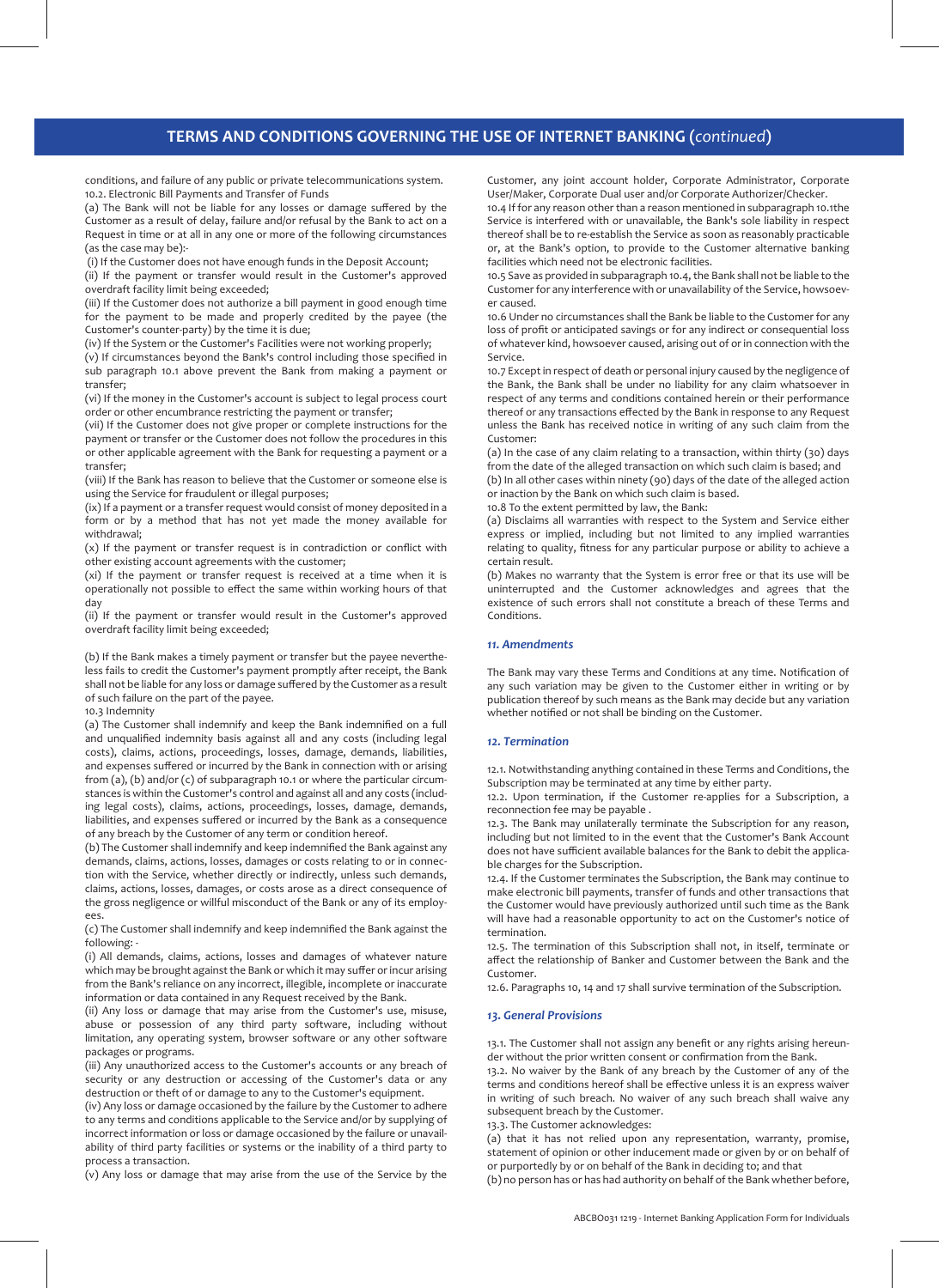conditions, and failure of any public or private telecommunications system.

10.2. Electronic Bill Payments and Transfer of Funds

(a) The Bank will not be liable for any losses or damage suffered by the Customer as a result of delay, failure and/or refusal by the Bank to act on a Request in time or at all in any one or more of the following circumstances (as the case may be):-

(i) If the Customer does not have enough funds in the Deposit Account;

(ii) If the payment or transfer would result in the Customer's approved overdraft facility limit being exceeded;

(iii) If the Customer does not authorize a bill payment in good enough time for the payment to be made and properly credited by the payee (the Customer's counter-party) by the time it is due;

(iv) If the System or the Customer's Facilities were not working properly;

(v) If circumstances beyond the Bank's control including those specified in sub paragraph 10.1 above prevent the Bank from making a payment or transfer;

(vi) If the money in the Customer's account is subject to legal process court order or other encumbrance restricting the payment or transfer;

(vii) If the Customer does not give proper or complete instructions for the payment or transfer or the Customer does not follow the procedures in this or other applicable agreement with the Bank for requesting a payment or a transfer;

(viii) If the Bank has reason to believe that the Customer or someone else is using the Service for fraudulent or illegal purposes;

(ix) If a payment or a transfer request would consist of money deposited in a form or by a method that has not yet made the money available for withdrawal;

(x) If the payment or transfer request is in contradiction or conflict with other existing account agreements with the customer;

(xi) If the payment or transfer request is received at a time when it is operationally not possible to effect the same within working hours of that day

(ii) If the payment or transfer would result in the Customer's approved overdraft facility limit being exceeded;

(b) If the Bank makes a timely payment or transfer but the payee nevertheless fails to credit the Customer's payment promptly after receipt, the Bank shall not be liable for any loss or damage suffered by the Customer as a result of such failure on the part of the payee.

10.3 Indemnity

(a) The Customer shall indemnify and keep the Bank indemnified on a full and unqualified indemnity basis against all and any costs (including legal costs), claims, actions, proceedings, losses, damage, demands, liabilities, and expenses suffered or incurred by the Bank in connection with or arising from (a), (b) and/or (c) of subparagraph 10.1 or where the particular circumstances is within the Customer's control and against all and any costs (including legal costs), claims, actions, proceedings, losses, damage, demands, liabilities, and expenses suffered or incurred by the Bank as a consequence of any breach by the Customer of any term or condition hereof.

(b) The Customer shall indemnify and keep indemnified the Bank against any demands, claims, actions, losses, damages or costs relating to or in connection with the Service, whether directly or indirectly, unless such demands, claims, actions, losses, damages, or costs arose as a direct consequence of the gross negligence or willful misconduct of the Bank or any of its employees.

(c) The Customer shall indemnify and keep indemnified the Bank against the following: -

(i) All demands, claims, actions, losses and damages of whatever nature which may be brought against the Bank or which it may suffer or incur arising from the Bank's reliance on any incorrect, illegible, incomplete or inaccurate information or data contained in any Request received by the Bank.

(ii) Any loss or damage that may arise from the Customer's use, misuse, abuse or possession of any third party software, including without limitation, any operating system, browser software or any other software packages or programs.

(iii) Any unauthorized access to the Customer's accounts or any breach of security or any destruction or accessing of the Customer's data or any destruction or theft of or damage to any to the Customer's equipment.

(iv) Any loss or damage occasioned by the failure by the Customer to adhere to any terms and conditions applicable to the Service and/or by supplying of incorrect information or loss or damage occasioned by the failure or unavailability of third party facilities or systems or the inability of a third party to process a transaction.

(v) Any loss or damage that may arise from the use of the Service by the Customer, any joint account holder, Corporate Administrator, Corporate User/Maker, Corporate Dual user and/or Corporate Authorizer/Checker.

10.4 If for any reason other than a reason mentioned in subparagraph 10.1the Service is interfered with or unavailable, the Bank's sole liability in respect thereof shall be to re-establish the Service as soon as reasonably practicable or, at the Bank's option, to provide to the Customer alternative banking facilities which need not be electronic facilities.

10.5 Save as provided in subparagraph 10.4, the Bank shall not be liable to the Customer for any interference with or unavailability of the Service, howsoever caused.

10.6 Under no circumstances shall the Bank be liable to the Customer for any loss of profit or anticipated savings or for any indirect or consequential loss of whatever kind, howsoever caused, arising out of or in connection with the Service.

10.7 Except in respect of death or personal injury caused by the negligence of the Bank, the Bank shall be under no liability for any claim whatsoever in respect of any terms and conditions contained herein or their performance thereof or any transactions effected by the Bank in response to any Request unless the Bank has received notice in writing of any such claim from the Customer:

(a) In the case of any claim relating to a transaction, within thirty (30) days from the date of the alleged transaction on which such claim is based; and

(b) In all other cases within ninety (90) days of the date of the alleged action or inaction by the Bank on which such claim is based.

10.8 To the extent permitted by law, the Bank:

(a) Disclaims all warranties with respect to the System and Service either express or implied, including but not limited to any implied warranties relating to quality, fitness for any particular purpose or ability to achieve a certain result.

(b) Makes no warranty that the System is error free or that its use will be uninterrupted and the Customer acknowledges and agrees that the existence of such errors shall not constitute a breach of these Terms and Conditions.

### *11. Amendments*

The Bank may vary these Terms and Conditions at any time. Notification of any such variation may be given to the Customer either in writing or by publication thereof by such means as the Bank may decide but any variation whether notified or not shall be binding on the Customer.

### *12. Termination*

12.1. Notwithstanding anything contained in these Terms and Conditions, the Subscription may be terminated at any time by either party.

12.2. Upon termination, if the Customer re-applies for a Subscription, a reconnection fee may be payable .

12.3. The Bank may unilaterally terminate the Subscription for any reason, including but not limited to in the event that the Customer's Bank Account does not have sufficient available balances for the Bank to debit the applicable charges for the Subscription.

12.4. If the Customer terminates the Subscription, the Bank may continue to make electronic bill payments, transfer of funds and other transactions that the Customer would have previously authorized until such time as the Bank will have had a reasonable opportunity to act on the Customer's notice of termination.

12.5. The termination of this Subscription shall not, in itself, terminate or affect the relationship of Banker and Customer between the Bank and the Customer.

12.6. Paragraphs 10, 14 and 17 shall survive termination of the Subscription.

### *13. General Provisions*

13.1. The Customer shall not assign any benefit or any rights arising hereunder without the prior written consent or confirmation from the Bank.

13.2. No waiver by the Bank of any breach by the Customer of any of the terms and conditions hereof shall be effective unless it is an express waiver in writing of such breach. No waiver of any such breach shall waive any subsequent breach by the Customer.

13.3. The Customer acknowledges:

(a) that it has not relied upon any representation, warranty, promise, statement of opinion or other inducement made or given by or on behalf of or purportedly by or on behalf of the Bank in deciding to; and that

(b) no person has or has had authority on behalf of the Bank whether before,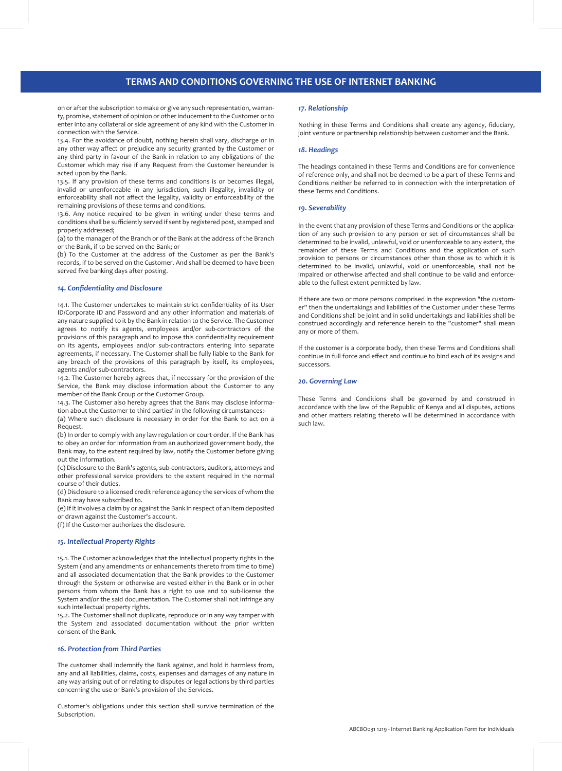on or after the subscription to make or give any such representation, warranty, promise, statement of opinion or other inducement to the Customer or to enter into any collateral or side agreement of any kind with the Customer in connection with the Service.

13.4. For the avoidance of doubt, nothing herein shall vary, discharge or in any other way affect or prejudice any security granted by the Customer or any third party in favour of the Bank in relation to any obligations of the Customer which may rise if any Request from the Customer hereunder is acted upon by the Bank.

13.5. If any provision of these terms and conditions is or becomes illegal, invalid or unenforceable in any jurisdiction, such illegality, invalidity or enforceability shall not affect the legality, validity or enforceability of the remaining provisions of these terms and conditions.

13.6. Any notice required to be given in writing under these terms and conditions shall be sufficiently served if sent by registered post, stamped and properly addressed;

(a) to the manager of the Branch or of the Bank at the address of the Branch or the Bank, if to be served on the Bank; or

(b) To the Customer at the address of the Customer as per the Bank's records, if to be served on the Customer. And shall be deemed to have been served five banking days after posting.

### *14. Confidentiality and Disclosure*

14.1. The Customer undertakes to maintain strict confidentiality of its User ID/Corporate ID and Password and any other information and materials of any nature supplied to it by the Bank in relation to the Service. The Customer agrees to notify its agents, employees and/or sub-contractors of the provisions of this paragraph and to impose this confidentiality requirement on its agents, employees and/or sub-contractors entering into separate agreements, if necessary. The Customer shall be fully liable to the Bank for any breach of the provisions of this paragraph by itself, its employees, agents and/or sub-contractors.

14.2. The Customer hereby agrees that, if necessary for the provision of the Service, the Bank may disclose information about the Customer to any member of the Bank Group or the Customer Group.

14.3. The Customer also hereby agrees that the Bank may disclose information about the Customer to third parties' in the following circumstances:-

(a) Where such disclosure is necessary in order for the Bank to act on a Request.

(b) In order to comply with any law regulation or court order. If the Bank has to obey an order for information from an authorized government body, the Bank may, to the extent required by law, notify the Customer before giving out the information.

(c) Disclosure to the Bank's agents, sub-contractors, auditors, attorneys and other professional service providers to the extent required in the normal course of their duties.

(d) Disclosure to a licensed credit reference agency the services of whom the Bank may have subscribed to.

(e) If it involves a claim by or against the Bank in respect of an item deposited or drawn against the Customer's account.

(f) If the Customer authorizes the disclosure.

### *15. Intellectual Property Rights*

15.1. The Customer acknowledges that the intellectual property rights in the System (and any amendments or enhancements thereto from time to time) and all associated documentation that the Bank provides to the Customer through the System or otherwise are vested either in the Bank or in other persons from whom the Bank has a right to use and to sub-license the System and/or the said documentation. The Customer shall not infringe any such intellectual property rights.

15.2. The Customer shall not duplicate, reproduce or in any way tamper with the System and associated documentation without the prior written consent of the Bank.

### *16. Protection from Third Parties*

The customer shall indemnify the Bank against, and hold it harmless from, any and all liabilities, claims, costs, expenses and damages of any nature in any way arising out of or relating to disputes or legal actions by third parties concerning the use or Bank's provision of the Services.

Customer's obligations under this section shall survive termination of the Subscription.

### *17. Relationship*

Nothing in these Terms and Conditions shall create any agency, fiduciary, joint venture or partnership relationship between customer and the Bank.

### *18. Headings*

The headings contained in these Terms and Conditions are for convenience of reference only, and shall not be deemed to be a part of these Terms and Conditions neither be referred to in connection with the interpretation of these Terms and Conditions.

### *19. Severability*

In the event that any provision of these Terms and Conditions or the application of any such provision to any person or set of circumstances shall be determined to be invalid, unlawful, void or unenforceable to any extent, the remainder of these Terms and Conditions and the application of such provision to persons or circumstances other than those as to which it is determined to be invalid, unlawful, void or unenforceable, shall not be impaired or otherwise affected and shall continue to be valid and enforceable to the fullest extent permitted by law.

If there are two or more persons comprised in the expression "the customer" then the undertakings and liabilities of the Customer under these Terms and Conditions shall be joint and in solid undertakings and liabilities shall be construed accordingly and reference herein to the "customer" shall mean any or more of them.

If the customer is a corporate body, then these Terms and Conditions shall continue in full force and effect and continue to bind each of its assigns and successors.

### *20. Governing Law*

These Terms and Conditions shall be governed by and construed in accordance with the law of the Republic of Kenya and all disputes, actions and other matters relating thereto will be determined in accordance with such law.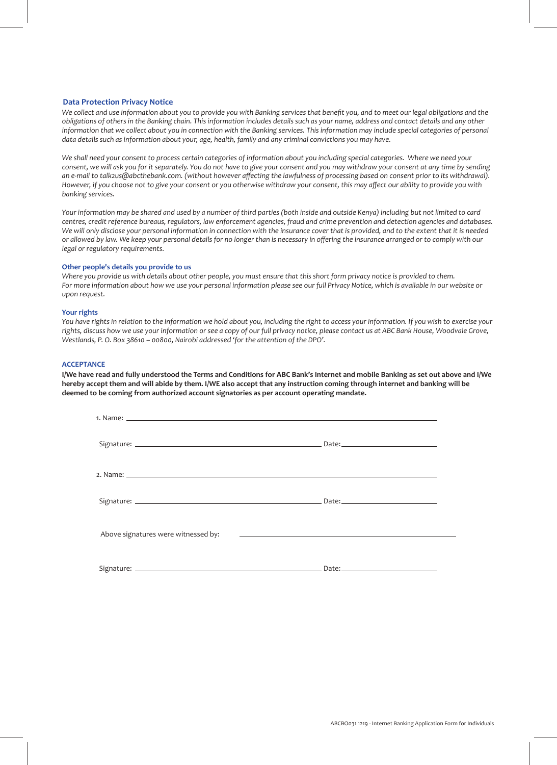## Data Protection Privacy Notice

*We collect and use information about you to provide you with Banking services that benefit you, and to meet our legal obligations and the obligations of others in the Banking chain. This information includes details such as your name, address and contact details and any other information that we collect about you in connection with the Banking services. This information may include special categories of personal data details such as information about your, age, health, family and any criminal convictions you may have.*

*We shall need your consent to process certain categories of information about you including special categories. Where we need your consent, we will ask you for it separately. You do not have to give your consent and you may withdraw your consent at any time by sending an e-mail to talk2us@abcthebank.com. (without however affecting the lawfulness of processing based on consent prior to its withdrawal). However, if you choose not to give your consent or you otherwise withdraw your consent, this may affect our ability to provide you with banking services.*

*Your information may be shared and used by a number of third parties (both inside and outside Kenya) including but not limited to card centres, credit reference bureaus, regulators, law enforcement agencies, fraud and crime prevention and detection agencies and databases. We will only disclose your personal information in connection with the insurance cover that is provided, and to the extent that it is needed or allowed by law. We keep your personal details for no longer than is necessary in offering the insurance arranged or to comply with our legal or regulatory requirements.*

### Other people's details you provide to us

*Where you provide us with details about other people, you must ensure that this short form privacy notice is provided to them. For more information about how we use your personal information please see our full Privacy Notice, which is available in our website or upon request.*

### Your rights

*You have rights in relation to the information we hold about you, including the right to access your information. If you wish to exercise your rights, discuss how we use your information or see a copy of our full privacy notice, please contact us at ABC Bank House, Woodvale Grove, Westlands, P. O. Box 38610 – 00800, Nairobi addressed 'for the attention of the DPO'.*

### ACCEPTANCE

**I/We have read and fully understood the Terms and Conditions for ABC Bank's Internet and mobile Banking as set out above and I/We hereby accept them and will abide by them. I/WE also accept that any instruction coming through internet and banking will be deemed to be coming from authorized account signatories as per account operating mandate.**

1. Name: ______________________________________________

Signature: ______________________________ Date: ________________

2. Name: ______________________________________________

Signature: ______________________________ Date: ________________

Above signatures were witnessed by: ______________________________

Signature: ______________________________ Date: ________________

ABCBO031 1219 - Internet Banking Application Form for Individuals